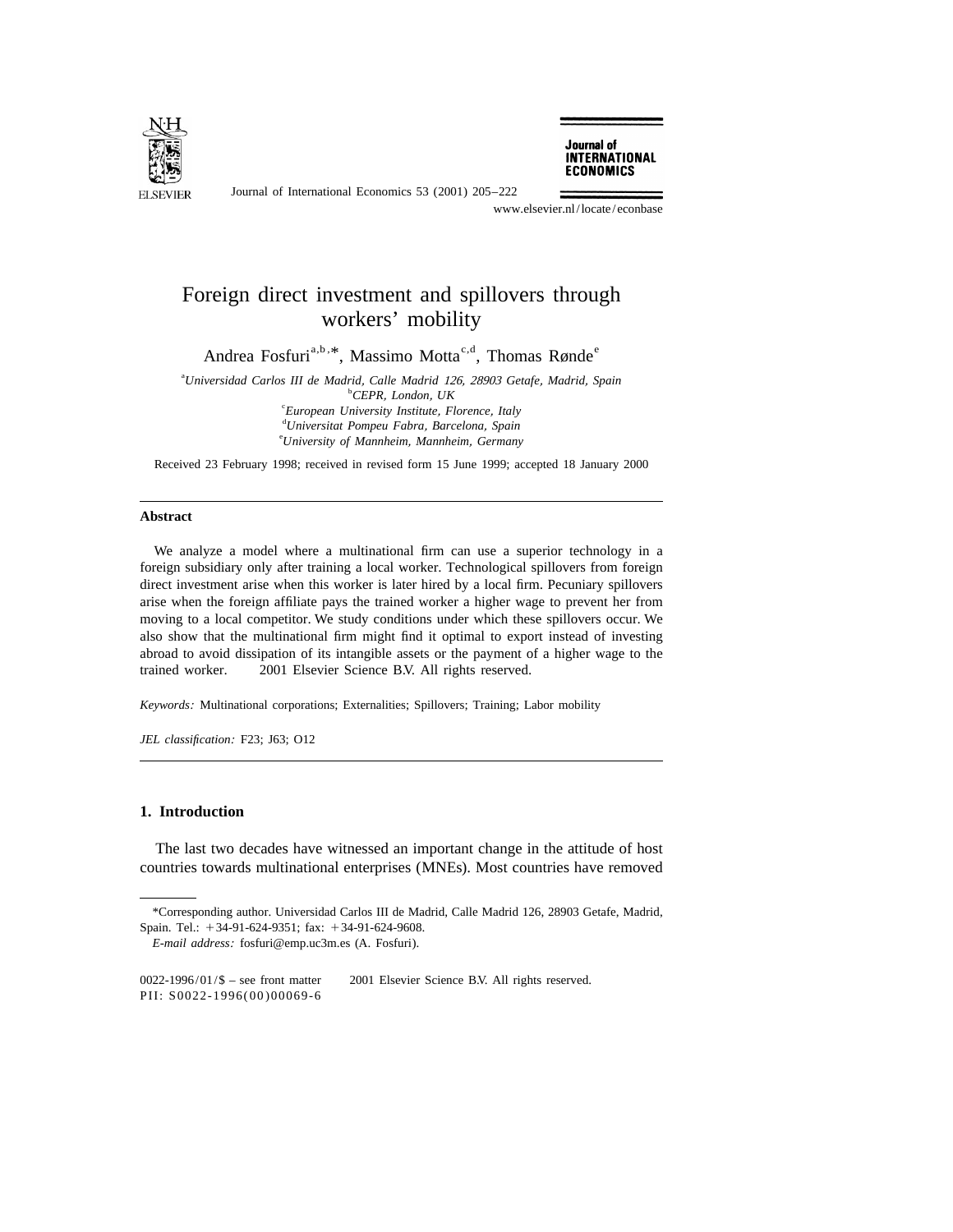# Foreign direct investment and spillovers through workers' mobility

Andrea Fosfuri[a,b,*], Massimo Motta[c,d], Thomas Rønde[e]

[a]*Universidad Carlos III de Madrid, Calle Madrid 126, 28903 Getafe, Madrid, Spain*
[b]*CEPR, London, UK*
[c]*European University Institute, Florence, Italy*
[d]*Universitat Pompeu Fabra, Barcelona, Spain*
[e]*University of Mannheim, Mannheim, Germany*

Received 23 February 1998; received in revised form 15 June 1999; accepted 18 January 2000

## Abstract

We analyze a model where a multinational firm can use a superior technology in a foreign subsidiary only after training a local worker. Technological spillovers from foreign direct investment arise when this worker is later hired by a local firm. Pecuniary spillovers arise when the foreign affiliate pays the trained worker a higher wage to prevent her from moving to a local competitor. We study conditions under which these spillovers occur. We also show that the multinational firm might find it optimal to export instead of investing abroad to avoid dissipation of its intangible assets or the payment of a higher wage to the trained worker. © 2001 Elsevier Science B.V. All rights reserved.

*Keywords:* Multinational corporations; Externalities; Spillovers; Training; Labor mobility

*JEL classification:* F23; J63; O12

## 1. Introduction

The last two decades have witnessed an important change in the attitude of host countries towards multinational enterprises (MNEs). Most countries have removed

---

*Corresponding author. Universidad Carlos III de Madrid, Calle Madrid 126, 28903 Getafe, Madrid, Spain. Tel.: +34-91-624-9351; fax: +34-91-624-9608.

*E-mail address:* fosfuri@emp.uc3m.es (A. Fosfuri).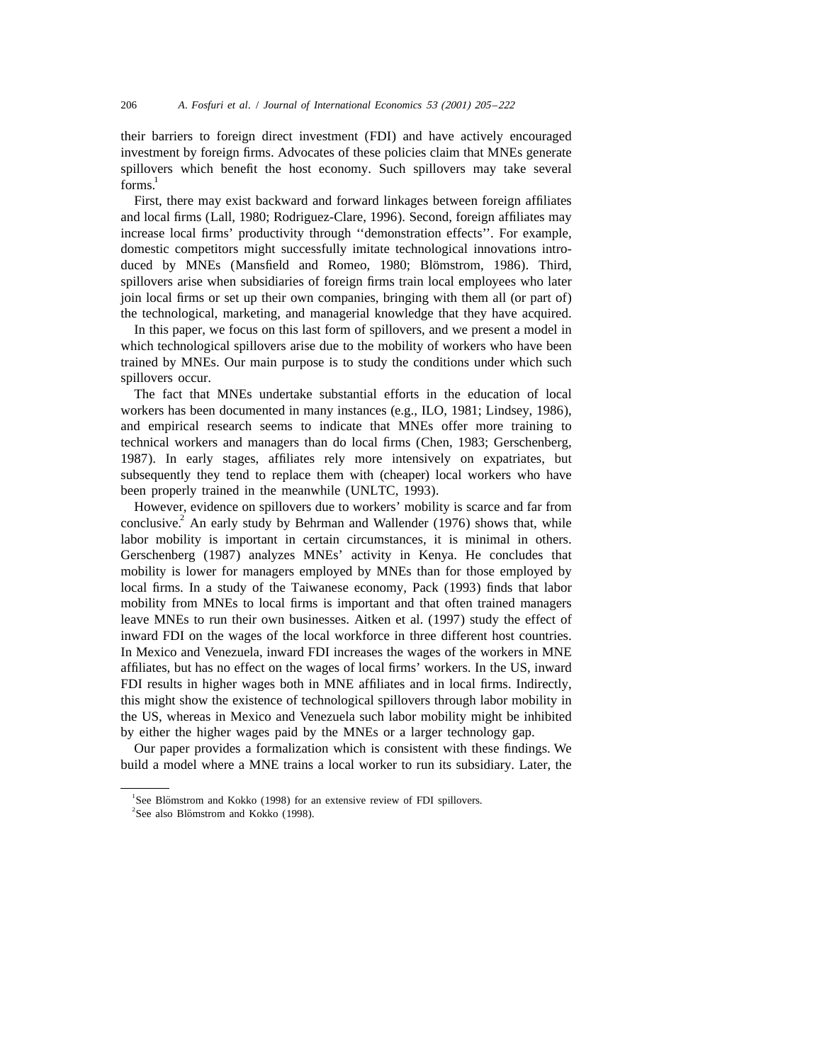their barriers to foreign direct investment (FDI) and have actively encouraged investment by foreign firms. Advocates of these policies claim that MNEs generate spillovers which benefit the host economy. Such spillovers may take several forms.[1]

First, there may exist backward and forward linkages between foreign affiliates and local firms (Lall, 1980; Rodriguez-Clare, 1996). Second, foreign affiliates may increase local firms' productivity through ''demonstration effects''. For example, domestic competitors might successfully imitate technological innovations introduced by MNEs (Mansfield and Romeo, 1980; Blömstrom, 1986). Third, spillovers arise when subsidiaries of foreign firms train local employees who later join local firms or set up their own companies, bringing with them all (or part of) the technological, marketing, and managerial knowledge that they have acquired.

In this paper, we focus on this last form of spillovers, and we present a model in which technological spillovers arise due to the mobility of workers who have been trained by MNEs. Our main purpose is to study the conditions under which such spillovers occur.

The fact that MNEs undertake substantial efforts in the education of local workers has been documented in many instances (e.g., ILO, 1981; Lindsey, 1986), and empirical research seems to indicate that MNEs offer more training to technical workers and managers than do local firms (Chen, 1983; Gerschenberg, 1987). In early stages, affiliates rely more intensively on expatriates, but subsequently they tend to replace them with (cheaper) local workers who have been properly trained in the meanwhile (UNLTC, 1993).

However, evidence on spillovers due to workers' mobility is scarce and far from conclusive.[2] An early study by Behrman and Wallender (1976) shows that, while labor mobility is important in certain circumstances, it is minimal in others. Gerschenberg (1987) analyzes MNEs' activity in Kenya. He concludes that mobility is lower for managers employed by MNEs than for those employed by local firms. In a study of the Taiwanese economy, Pack (1993) finds that labor mobility from MNEs to local firms is important and that often trained managers leave MNEs to run their own businesses. Aitken et al. (1997) study the effect of inward FDI on the wages of the local workforce in three different host countries. In Mexico and Venezuela, inward FDI increases the wages of the workers in MNE affiliates, but has no effect on the wages of local firms' workers. In the US, inward FDI results in higher wages both in MNE affiliates and in local firms. Indirectly, this might show the existence of technological spillovers through labor mobility in the US, whereas in Mexico and Venezuela such labor mobility might be inhibited by either the higher wages paid by the MNEs or a larger technology gap.

Our paper provides a formalization which is consistent with these findings. We build a model where a MNE trains a local worker to run its subsidiary. Later, the

[1] See Blömstrom and Kokko (1998) for an extensive review of FDI spillovers.

[2] See also Blömstrom and Kokko (1998).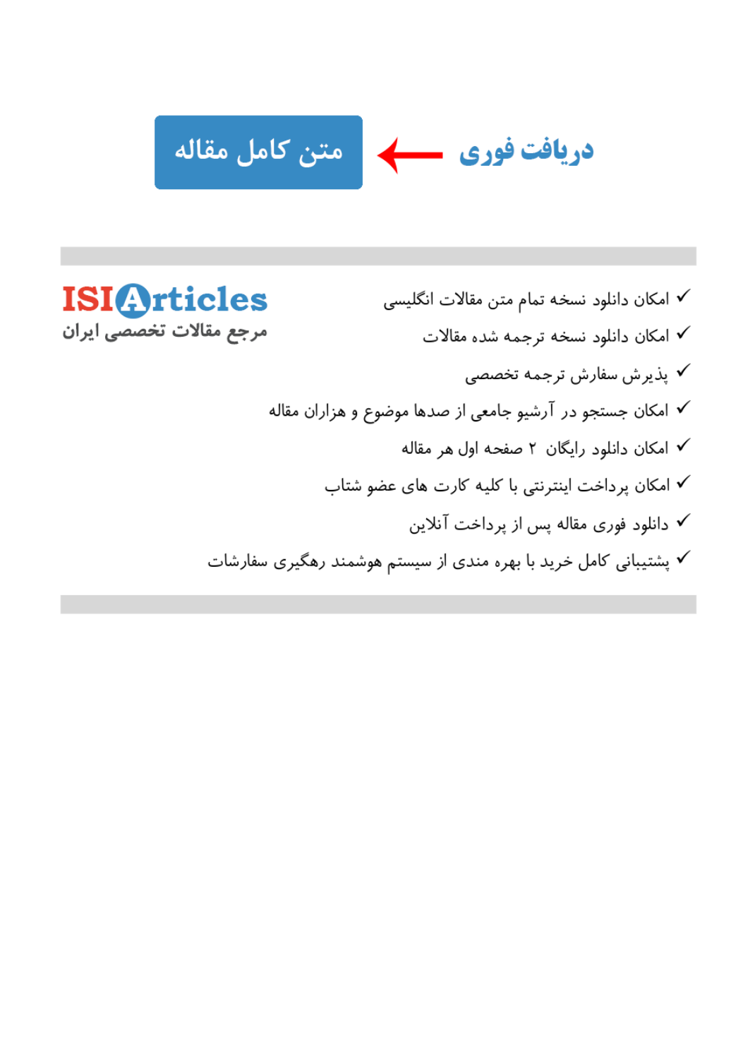دریافت فوری ← متن کامل مقاله

**ISIArticles**
مرجع مقالات تخصصی ایران

- ✓ امکان دانلود نسخه تمام متن مقالات انگلیسی
- ✓ امکان دانلود نسخه ترجمه شده مقالات
- ✓ پذیرش سفارش ترجمه تخصصی
- ✓ امکان جستجو در آرشیو جامعی از صدها موضوع و هزاران مقاله
- ✓ امکان دانلود رایگان ۲ صفحه اول هر مقاله
- ✓ امکان پرداخت اینترنتی با کلیه کارت های عضو شتاب
- ✓ دانلود فوری مقاله پس از پرداخت آنلاین
- ✓ پشتیبانی کامل خرید با بهره مندی از سیستم هوشمند رهگیری سفارشات